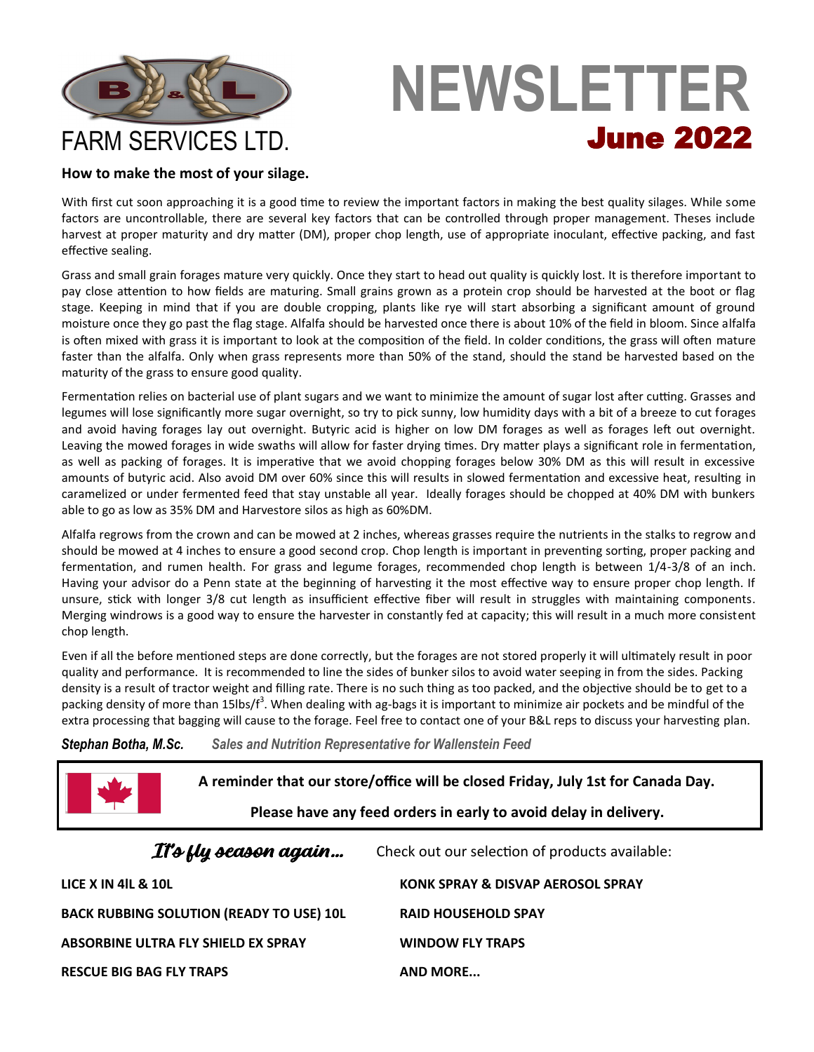B & L FARM SERVICES LTD.

# NEWSLETTER
## June 2022

### How to make the most of your silage.

With first cut soon approaching it is a good time to review the important factors in making the best quality silages. While some factors are uncontrollable, there are several key factors that can be controlled through proper management. Theses include harvest at proper maturity and dry matter (DM), proper chop length, use of appropriate inoculant, effective packing, and fast effective sealing.

Grass and small grain forages mature very quickly. Once they start to head out quality is quickly lost. It is therefore important to pay close attention to how fields are maturing. Small grains grown as a protein crop should be harvested at the boot or flag stage. Keeping in mind that if you are double cropping, plants like rye will start absorbing a significant amount of ground moisture once they go past the flag stage. Alfalfa should be harvested once there is about 10% of the field in bloom. Since alfalfa is often mixed with grass it is important to look at the composition of the field. In colder conditions, the grass will often mature faster than the alfalfa. Only when grass represents more than 50% of the stand, should the stand be harvested based on the maturity of the grass to ensure good quality.

Fermentation relies on bacterial use of plant sugars and we want to minimize the amount of sugar lost after cutting. Grasses and legumes will lose significantly more sugar overnight, so try to pick sunny, low humidity days with a bit of a breeze to cut forages and avoid having forages lay out overnight. Butyric acid is higher on low DM forages as well as forages left out overnight. Leaving the mowed forages in wide swaths will allow for faster drying times. Dry matter plays a significant role in fermentation, as well as packing of forages. It is imperative that we avoid chopping forages below 30% DM as this will result in excessive amounts of butyric acid. Also avoid DM over 60% since this will results in slowed fermentation and excessive heat, resulting in caramelized or under fermented feed that stay unstable all year. Ideally forages should be chopped at 40% DM with bunkers able to go as low as 35% DM and Harvestore silos as high as 60%DM.

Alfalfa regrows from the crown and can be mowed at 2 inches, whereas grasses require the nutrients in the stalks to regrow and should be mowed at 4 inches to ensure a good second crop. Chop length is important in preventing sorting, proper packing and fermentation, and rumen health. For grass and legume forages, recommended chop length is between 1/4-3/8 of an inch. Having your advisor do a Penn state at the beginning of harvesting it the most effective way to ensure proper chop length. If unsure, stick with longer 3/8 cut length as insufficient effective fiber will result in struggles with maintaining components. Merging windrows is a good way to ensure the harvester in constantly fed at capacity; this will result in a much more consistent chop length.

Even if all the before mentioned steps are done correctly, but the forages are not stored properly it will ultimately result in poor quality and performance. It is recommended to line the sides of bunker silos to avoid water seeping in from the sides. Packing density is a result of tractor weight and filling rate. There is no such thing as too packed, and the objective should be to get to a packing density of more than 15lbs/f$^3$. When dealing with ag-bags it is important to minimize air pockets and be mindful of the extra processing that bagging will cause to the forage. Feel free to contact one of your B&L reps to discuss your harvesting plan.

***Stephan Botha, M.Sc.*** *Sales and Nutrition Representative for Wallenstein Feed*

**A reminder that our store/office will be closed Friday, July 1st for Canada Day.**

**Please have any feed orders in early to avoid delay in delivery.**

*It's fly season again…* Check out our selection of products available:

- **LICE X IN 4IL & 10L**
- **BACK RUBBING SOLUTION (READY TO USE) 10L**
- **ABSORBINE ULTRA FLY SHIELD EX SPRAY**
- **RESCUE BIG BAG FLY TRAPS**
- **KONK SPRAY & DISVAP AEROSOL SPRAY**
- **RAID HOUSEHOLD SPAY**
- **WINDOW FLY TRAPS**
- **AND MORE...**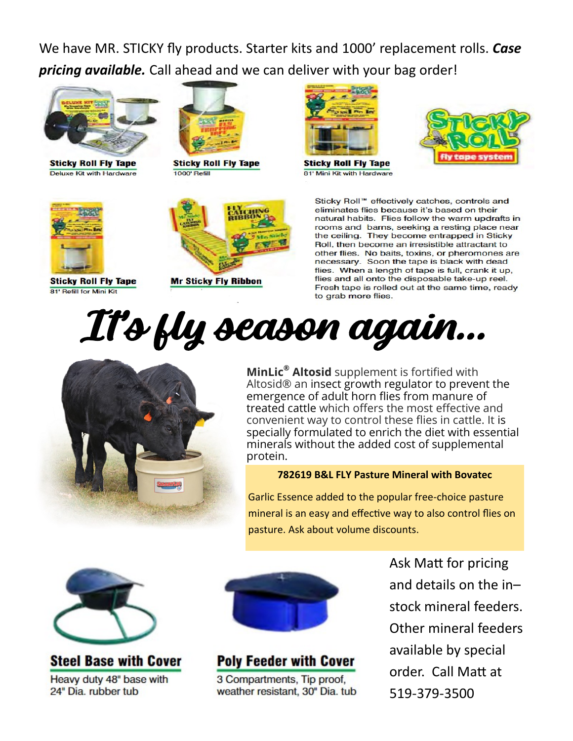We have MR. STICKY fly products. Starter kits and 1000' replacement rolls. ***Case pricing available.*** Call ahead and we can deliver with your bag order!

**Sticky Roll Fly Tape**
Deluxe Kit with Hardware

**Sticky Roll Fly Tape**
1000' Refill

**Sticky Roll Fly Tape**
81' Mini Kit with Hardware

**Sticky Roll Fly Tape**
81' Refill for Mini Kit

**Mr Sticky Fly Ribbon**

Sticky Roll™ effectively catches, controls and eliminates flies because it's based on their natural habits. Flies follow the warm updrafts in rooms and barns, seeking a resting place near the ceiling. They become entrapped in Sticky Roll, then become an irresistible attractant to other flies. No baits, toxins, or pheromones are necessary. Soon the tape is black with dead flies. When a length of tape is full, crank it up, flies and all onto the disposable take-up reel. Fresh tape is rolled out at the same time, ready to grab more flies.

# It's fly season again...

**MinLic® Altosid** supplement is fortified with Altosid® an insect growth regulator to prevent the emergence of adult horn flies from manure of treated cattle which offers the most effective and convenient way to control these flies in cattle. It is specially formulated to enrich the diet with essential minerals without the added cost of supplemental protein.

**782619 B&L FLY Pasture Mineral with Bovatec**

Garlic Essence added to the popular free-choice pasture mineral is an easy and effective way to also control flies on pasture. Ask about volume discounts.

**Steel Base with Cover**
Heavy duty 48" base with 24" Dia. rubber tub

**Poly Feeder with Cover**
3 Compartments, Tip proof, weather resistant, 30" Dia. tub

Ask Matt for pricing and details on the in–stock mineral feeders. Other mineral feeders available by special order. Call Matt at 519-379-3500